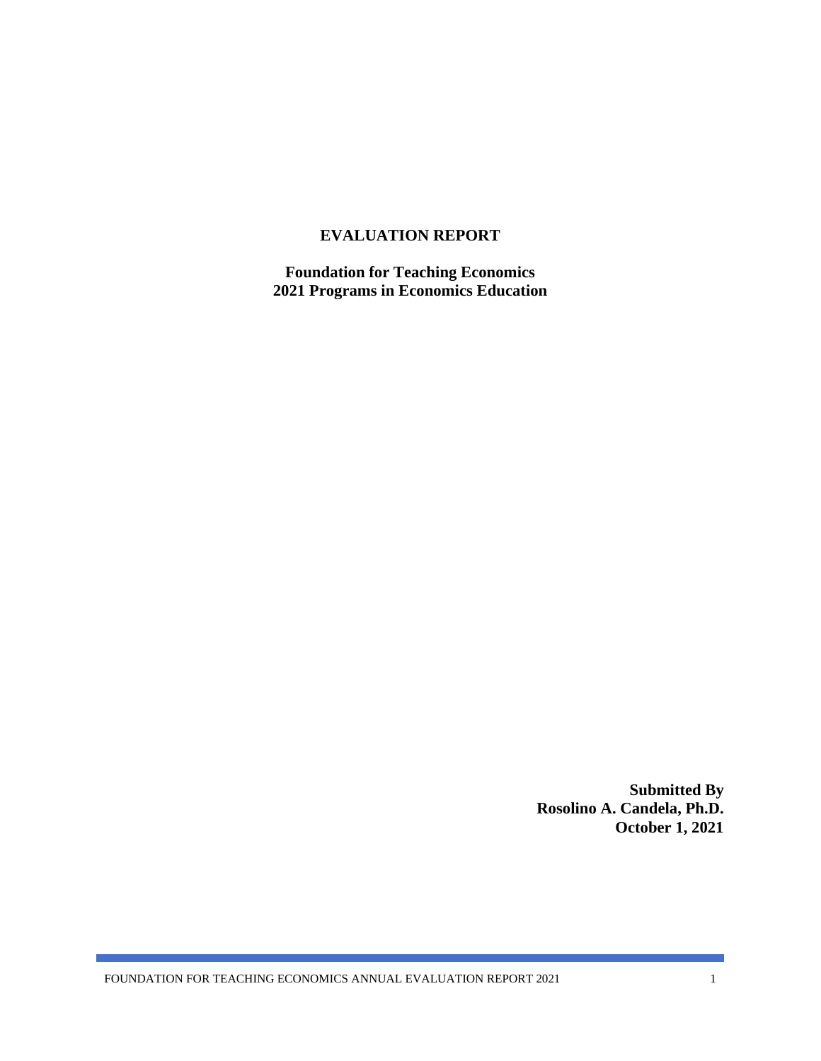# EVALUATION REPORT

**Foundation for Teaching Economics**
**2021 Programs in Economics Education**

**Submitted By**
**Rosolino A. Candela, Ph.D.**
**October 1, 2021**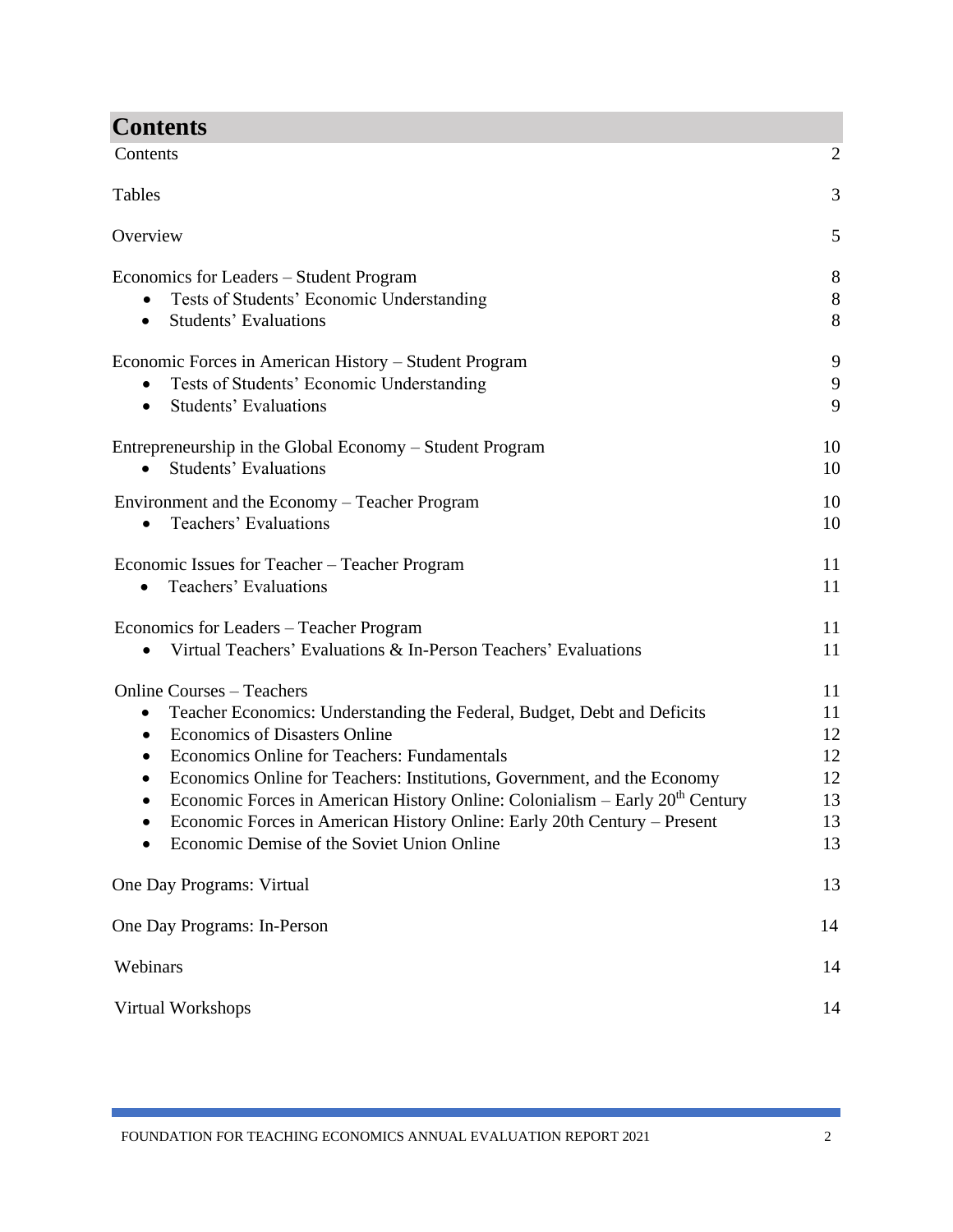# Contents

| | |
|---|---|
| Contents | 2 |
| Tables | 3 |
| Overview | 5 |
| Economics for Leaders – Student Program | 8 |
| • Tests of Students' Economic Understanding | 8 |
| • Students' Evaluations | 8 |
| Economic Forces in American History – Student Program | 9 |
| • Tests of Students' Economic Understanding | 9 |
| • Students' Evaluations | 9 |
| Entrepreneurship in the Global Economy – Student Program | 10 |
| • Students' Evaluations | 10 |
| Environment and the Economy – Teacher Program | 10 |
| • Teachers' Evaluations | 10 |
| Economic Issues for Teacher – Teacher Program | 11 |
| • Teachers' Evaluations | 11 |
| Economics for Leaders – Teacher Program | 11 |
| • Virtual Teachers' Evaluations & In-Person Teachers' Evaluations | 11 |
| Online Courses – Teachers | 11 |
| • Teacher Economics: Understanding the Federal, Budget, Debt and Deficits | 11 |
| • Economics of Disasters Online | 12 |
| • Economics Online for Teachers: Fundamentals | 12 |
| • Economics Online for Teachers: Institutions, Government, and the Economy | 12 |
| • Economic Forces in American History Online: Colonialism – Early 20th Century | 13 |
| • Economic Forces in American History Online: Early 20th Century – Present | 13 |
| • Economic Demise of the Soviet Union Online | 13 |
| One Day Programs: Virtual | 13 |
| One Day Programs: In-Person | 14 |
| Webinars | 14 |
| Virtual Workshops | 14 |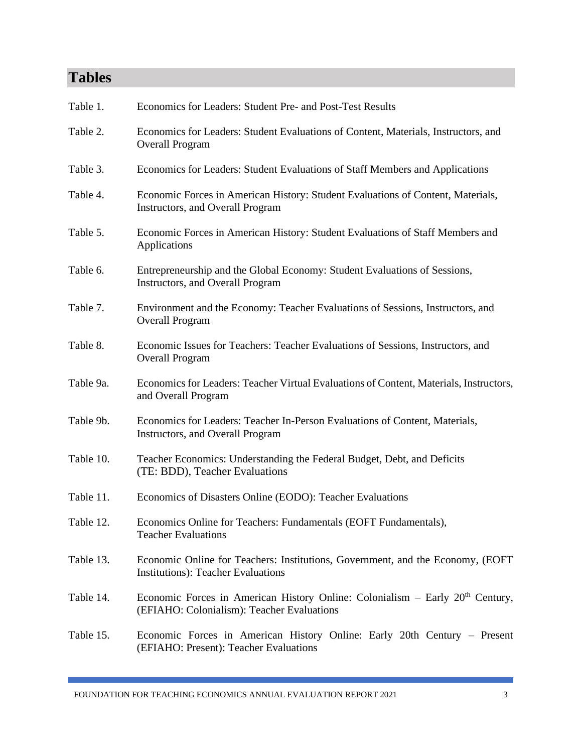# Tables

| | |
|---|---|
| Table 1. | Economics for Leaders: Student Pre- and Post-Test Results |
| Table 2. | Economics for Leaders: Student Evaluations of Content, Materials, Instructors, and Overall Program |
| Table 3. | Economics for Leaders: Student Evaluations of Staff Members and Applications |
| Table 4. | Economic Forces in American History: Student Evaluations of Content, Materials, Instructors, and Overall Program |
| Table 5. | Economic Forces in American History: Student Evaluations of Staff Members and Applications |
| Table 6. | Entrepreneurship and the Global Economy: Student Evaluations of Sessions, Instructors, and Overall Program |
| Table 7. | Environment and the Economy: Teacher Evaluations of Sessions, Instructors, and Overall Program |
| Table 8. | Economic Issues for Teachers: Teacher Evaluations of Sessions, Instructors, and Overall Program |
| Table 9a. | Economics for Leaders: Teacher Virtual Evaluations of Content, Materials, Instructors, and Overall Program |
| Table 9b. | Economics for Leaders: Teacher In-Person Evaluations of Content, Materials, Instructors, and Overall Program |
| Table 10. | Teacher Economics: Understanding the Federal Budget, Debt, and Deficits (TE: BDD), Teacher Evaluations |
| Table 11. | Economics of Disasters Online (EODO): Teacher Evaluations |
| Table 12. | Economics Online for Teachers: Fundamentals (EOFT Fundamentals), Teacher Evaluations |
| Table 13. | Economic Online for Teachers: Institutions, Government, and the Economy, (EOFT Institutions): Teacher Evaluations |
| Table 14. | Economic Forces in American History Online: Colonialism – Early 20th Century, (EFIAHO: Colonialism): Teacher Evaluations |
| Table 15. | Economic Forces in American History Online: Early 20th Century – Present (EFIAHO: Present): Teacher Evaluations |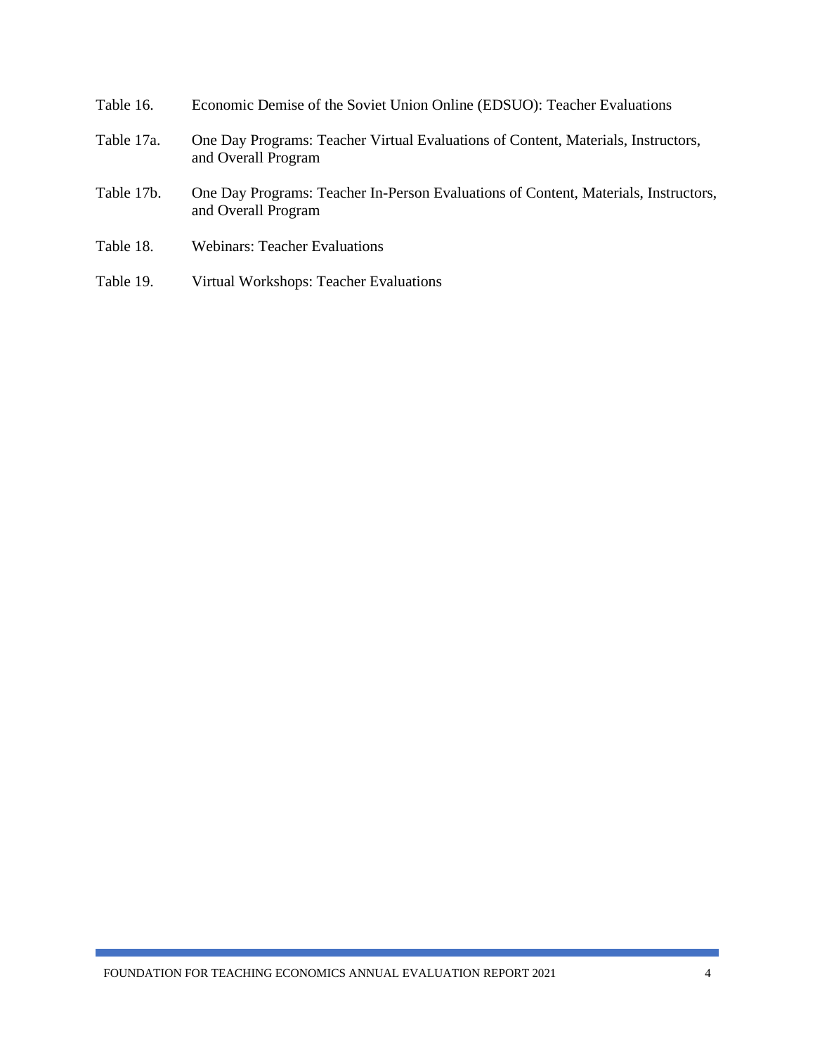Table 16. Economic Demise of the Soviet Union Online (EDSUO): Teacher Evaluations

Table 17a. One Day Programs: Teacher Virtual Evaluations of Content, Materials, Instructors, and Overall Program

Table 17b. One Day Programs: Teacher In-Person Evaluations of Content, Materials, Instructors, and Overall Program

Table 18. Webinars: Teacher Evaluations

Table 19. Virtual Workshops: Teacher Evaluations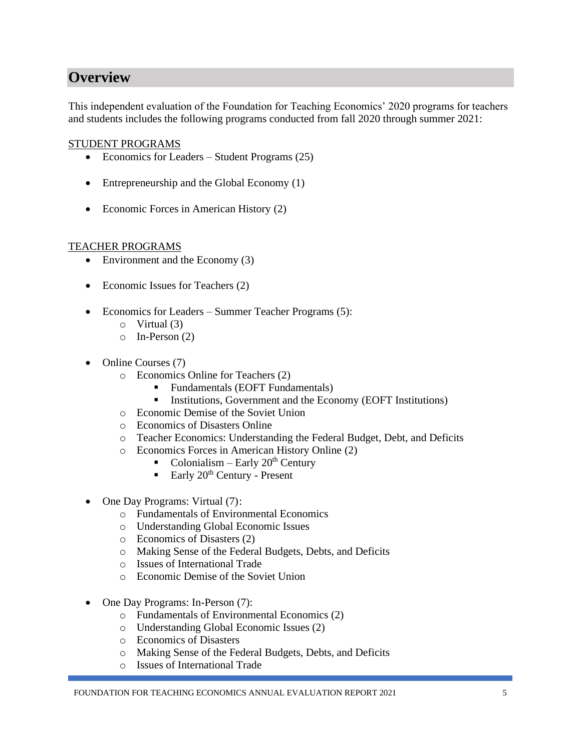## Overview

This independent evaluation of the Foundation for Teaching Economics' 2020 programs for teachers and students includes the following programs conducted from fall 2020 through summer 2021:

<u>STUDENT PROGRAMS</u>

- Economics for Leaders – Student Programs (25)
- Entrepreneurship and the Global Economy (1)
- Economic Forces in American History (2)

<u>TEACHER PROGRAMS</u>

- Environment and the Economy (3)
- Economic Issues for Teachers (2)
- Economics for Leaders – Summer Teacher Programs (5):
  - Virtual (3)
  - In-Person (2)
- Online Courses (7)
  - Economics Online for Teachers (2)
    - Fundamentals (EOFT Fundamentals)
    - Institutions, Government and the Economy (EOFT Institutions)
  - Economic Demise of the Soviet Union
  - Economics of Disasters Online
  - Teacher Economics: Understanding the Federal Budget, Debt, and Deficits
  - Economics Forces in American History Online (2)
    - Colonialism – Early 20th Century
    - Early 20th Century - Present
- One Day Programs: Virtual (7):
  - Fundamentals of Environmental Economics
  - Understanding Global Economic Issues
  - Economics of Disasters (2)
  - Making Sense of the Federal Budgets, Debts, and Deficits
  - Issues of International Trade
  - Economic Demise of the Soviet Union
- One Day Programs: In-Person (7):
  - Fundamentals of Environmental Economics (2)
  - Understanding Global Economic Issues (2)
  - Economics of Disasters
  - Making Sense of the Federal Budgets, Debts, and Deficits
  - Issues of International Trade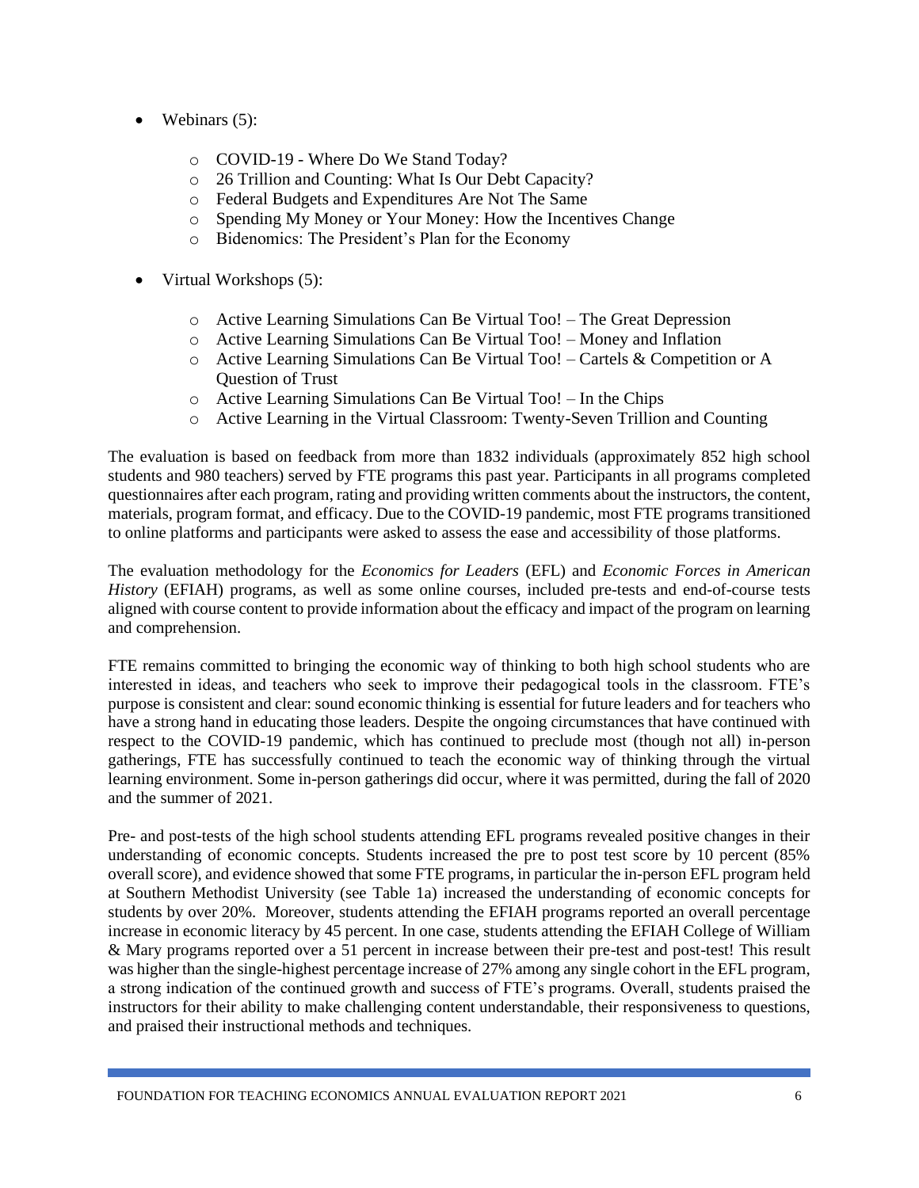- Webinars (5):
  - COVID-19 - Where Do We Stand Today?
  - 26 Trillion and Counting: What Is Our Debt Capacity?
  - Federal Budgets and Expenditures Are Not The Same
  - Spending My Money or Your Money: How the Incentives Change
  - Bidenomics: The President's Plan for the Economy

- Virtual Workshops (5):
  - Active Learning Simulations Can Be Virtual Too! – The Great Depression
  - Active Learning Simulations Can Be Virtual Too! – Money and Inflation
  - Active Learning Simulations Can Be Virtual Too! – Cartels & Competition or A Question of Trust
  - Active Learning Simulations Can Be Virtual Too! – In the Chips
  - Active Learning in the Virtual Classroom: Twenty-Seven Trillion and Counting

The evaluation is based on feedback from more than 1832 individuals (approximately 852 high school students and 980 teachers) served by FTE programs this past year. Participants in all programs completed questionnaires after each program, rating and providing written comments about the instructors, the content, materials, program format, and efficacy. Due to the COVID-19 pandemic, most FTE programs transitioned to online platforms and participants were asked to assess the ease and accessibility of those platforms.

The evaluation methodology for the *Economics for Leaders* (EFL) and *Economic Forces in American History* (EFIAH) programs, as well as some online courses, included pre-tests and end-of-course tests aligned with course content to provide information about the efficacy and impact of the program on learning and comprehension.

FTE remains committed to bringing the economic way of thinking to both high school students who are interested in ideas, and teachers who seek to improve their pedagogical tools in the classroom. FTE's purpose is consistent and clear: sound economic thinking is essential for future leaders and for teachers who have a strong hand in educating those leaders. Despite the ongoing circumstances that have continued with respect to the COVID-19 pandemic, which has continued to preclude most (though not all) in-person gatherings, FTE has successfully continued to teach the economic way of thinking through the virtual learning environment. Some in-person gatherings did occur, where it was permitted, during the fall of 2020 and the summer of 2021.

Pre- and post-tests of the high school students attending EFL programs revealed positive changes in their understanding of economic concepts. Students increased the pre to post test score by 10 percent (85% overall score), and evidence showed that some FTE programs, in particular the in-person EFL program held at Southern Methodist University (see Table 1a) increased the understanding of economic concepts for students by over 20%. Moreover, students attending the EFIAH programs reported an overall percentage increase in economic literacy by 45 percent. In one case, students attending the EFIAH College of William & Mary programs reported over a 51 percent in increase between their pre-test and post-test! This result was higher than the single-highest percentage increase of 27% among any single cohort in the EFL program, a strong indication of the continued growth and success of FTE's programs. Overall, students praised the instructors for their ability to make challenging content understandable, their responsiveness to questions, and praised their instructional methods and techniques.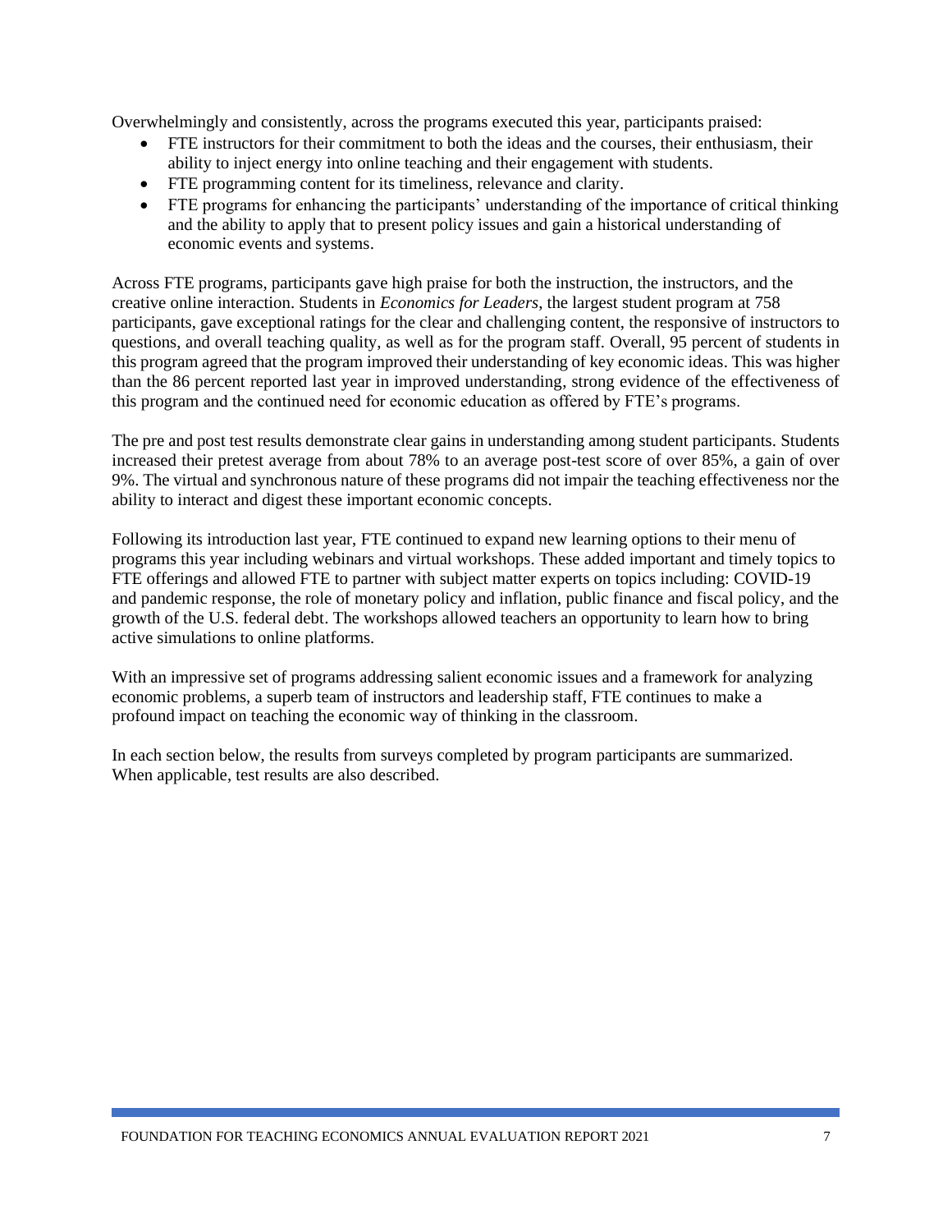Overwhelmingly and consistently, across the programs executed this year, participants praised:

- FTE instructors for their commitment to both the ideas and the courses, their enthusiasm, their ability to inject energy into online teaching and their engagement with students.
- FTE programming content for its timeliness, relevance and clarity.
- FTE programs for enhancing the participants' understanding of the importance of critical thinking and the ability to apply that to present policy issues and gain a historical understanding of economic events and systems.

Across FTE programs, participants gave high praise for both the instruction, the instructors, and the creative online interaction. Students in *Economics for Leaders*, the largest student program at 758 participants, gave exceptional ratings for the clear and challenging content, the responsive of instructors to questions, and overall teaching quality, as well as for the program staff. Overall, 95 percent of students in this program agreed that the program improved their understanding of key economic ideas. This was higher than the 86 percent reported last year in improved understanding, strong evidence of the effectiveness of this program and the continued need for economic education as offered by FTE's programs.

The pre and post test results demonstrate clear gains in understanding among student participants. Students increased their pretest average from about 78% to an average post-test score of over 85%, a gain of over 9%. The virtual and synchronous nature of these programs did not impair the teaching effectiveness nor the ability to interact and digest these important economic concepts.

Following its introduction last year, FTE continued to expand new learning options to their menu of programs this year including webinars and virtual workshops. These added important and timely topics to FTE offerings and allowed FTE to partner with subject matter experts on topics including: COVID-19 and pandemic response, the role of monetary policy and inflation, public finance and fiscal policy, and the growth of the U.S. federal debt. The workshops allowed teachers an opportunity to learn how to bring active simulations to online platforms.

With an impressive set of programs addressing salient economic issues and a framework for analyzing economic problems, a superb team of instructors and leadership staff, FTE continues to make a profound impact on teaching the economic way of thinking in the classroom.

In each section below, the results from surveys completed by program participants are summarized. When applicable, test results are also described.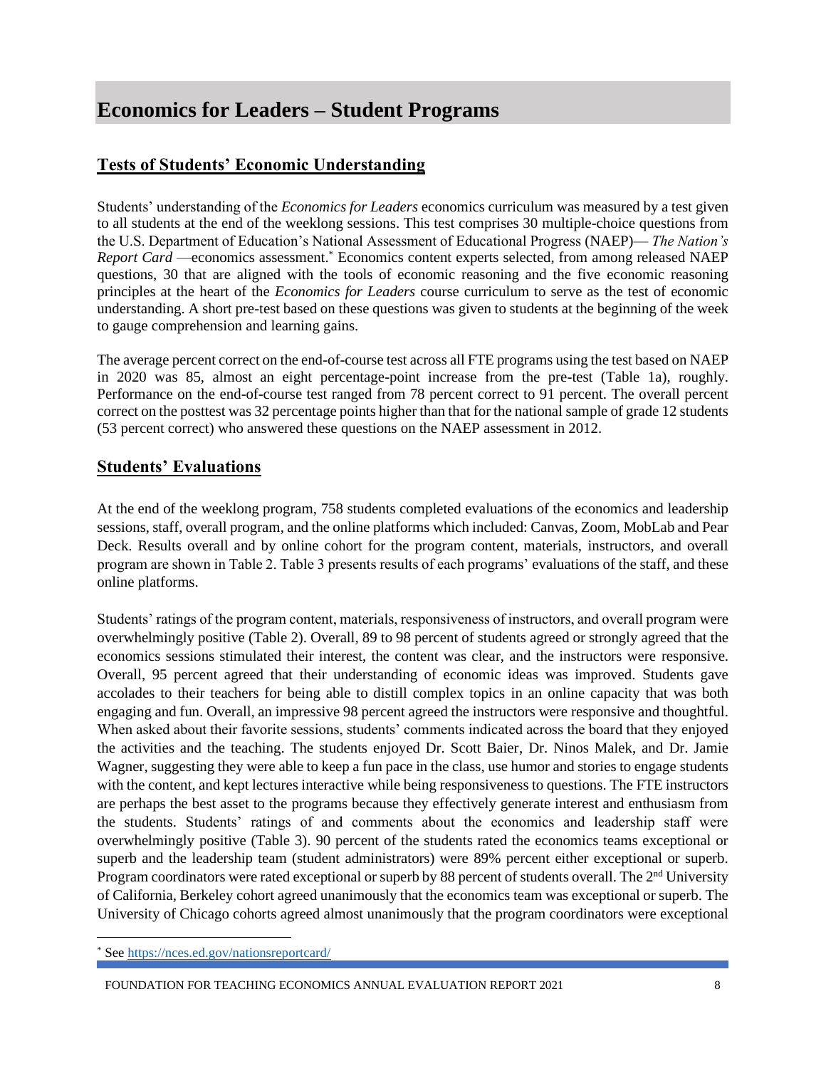# Economics for Leaders – Student Programs

## Tests of Students' Economic Understanding

Students' understanding of the *Economics for Leaders* economics curriculum was measured by a test given to all students at the end of the weeklong sessions. This test comprises 30 multiple-choice questions from the U.S. Department of Education's National Assessment of Educational Progress (NAEP)— *The Nation's Report Card* —economics assessment.[*] Economics content experts selected, from among released NAEP questions, 30 that are aligned with the tools of economic reasoning and the five economic reasoning principles at the heart of the *Economics for Leaders* course curriculum to serve as the test of economic understanding. A short pre-test based on these questions was given to students at the beginning of the week to gauge comprehension and learning gains.

The average percent correct on the end-of-course test across all FTE programs using the test based on NAEP in 2020 was 85, almost an eight percentage-point increase from the pre-test (Table 1a), roughly. Performance on the end-of-course test ranged from 78 percent correct to 91 percent. The overall percent correct on the posttest was 32 percentage points higher than that for the national sample of grade 12 students (53 percent correct) who answered these questions on the NAEP assessment in 2012.

## Students' Evaluations

At the end of the weeklong program, 758 students completed evaluations of the economics and leadership sessions, staff, overall program, and the online platforms which included: Canvas, Zoom, MobLab and Pear Deck. Results overall and by online cohort for the program content, materials, instructors, and overall program are shown in Table 2. Table 3 presents results of each programs' evaluations of the staff, and these online platforms.

Students' ratings of the program content, materials, responsiveness of instructors, and overall program were overwhelmingly positive (Table 2). Overall, 89 to 98 percent of students agreed or strongly agreed that the economics sessions stimulated their interest, the content was clear, and the instructors were responsive. Overall, 95 percent agreed that their understanding of economic ideas was improved. Students gave accolades to their teachers for being able to distill complex topics in an online capacity that was both engaging and fun. Overall, an impressive 98 percent agreed the instructors were responsive and thoughtful. When asked about their favorite sessions, students' comments indicated across the board that they enjoyed the activities and the teaching. The students enjoyed Dr. Scott Baier, Dr. Ninos Malek, and Dr. Jamie Wagner, suggesting they were able to keep a fun pace in the class, use humor and stories to engage students with the content, and kept lectures interactive while being responsiveness to questions. The FTE instructors are perhaps the best asset to the programs because they effectively generate interest and enthusiasm from the students. Students' ratings of and comments about the economics and leadership staff were overwhelmingly positive (Table 3). 90 percent of the students rated the economics teams exceptional or superb and the leadership team (student administrators) were 89% percent either exceptional or superb. Program coordinators were rated exceptional or superb by 88 percent of students overall. The 2nd University of California, Berkeley cohort agreed unanimously that the economics team was exceptional or superb. The University of Chicago cohorts agreed almost unanimously that the program coordinators were exceptional

[*] See https://nces.ed.gov/nationsreportcard/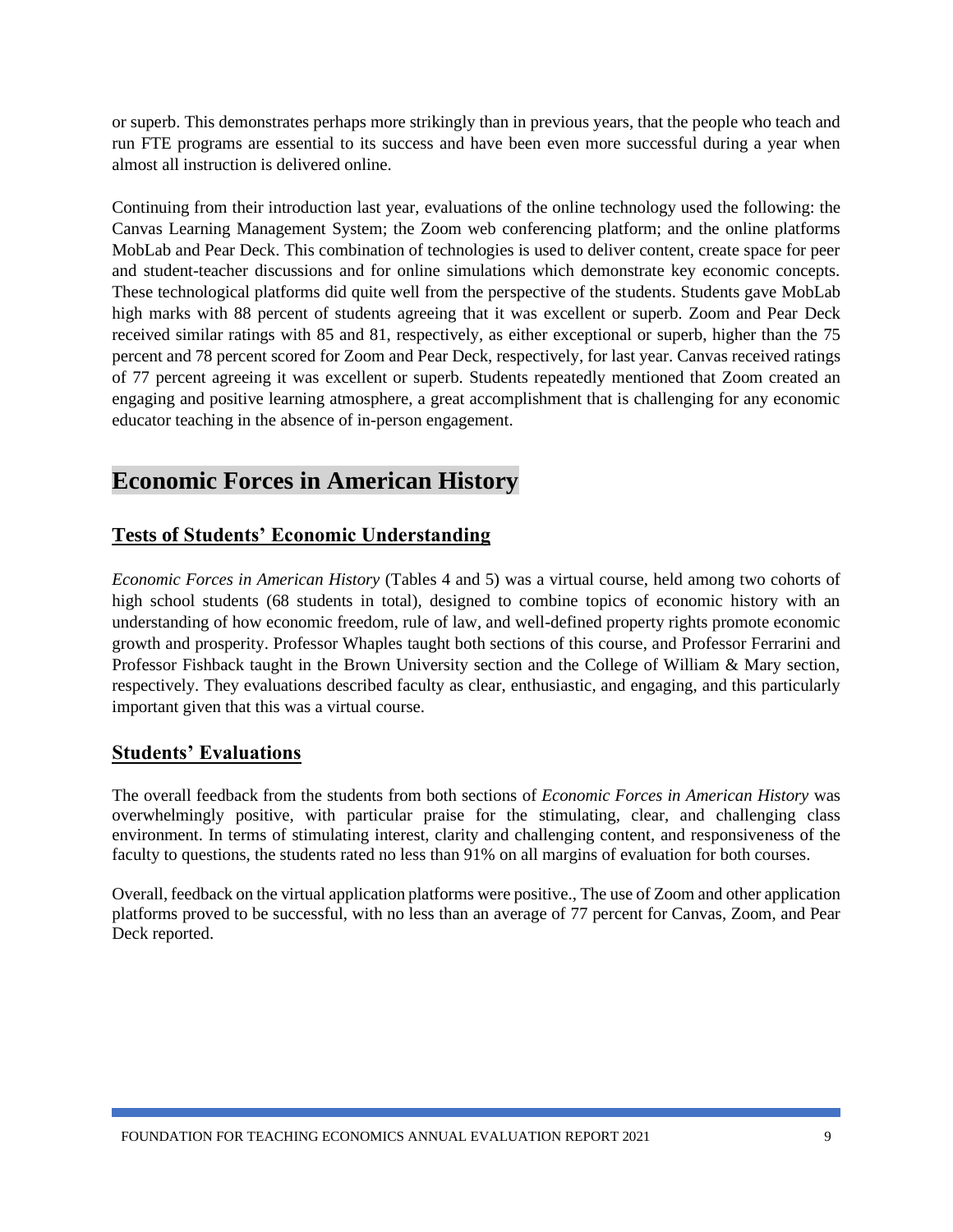or superb. This demonstrates perhaps more strikingly than in previous years, that the people who teach and run FTE programs are essential to its success and have been even more successful during a year when almost all instruction is delivered online.

Continuing from their introduction last year, evaluations of the online technology used the following: the Canvas Learning Management System; the Zoom web conferencing platform; and the online platforms MobLab and Pear Deck. This combination of technologies is used to deliver content, create space for peer and student-teacher discussions and for online simulations which demonstrate key economic concepts. These technological platforms did quite well from the perspective of the students. Students gave MobLab high marks with 88 percent of students agreeing that it was excellent or superb. Zoom and Pear Deck received similar ratings with 85 and 81, respectively, as either exceptional or superb, higher than the 75 percent and 78 percent scored for Zoom and Pear Deck, respectively, for last year. Canvas received ratings of 77 percent agreeing it was excellent or superb. Students repeatedly mentioned that Zoom created an engaging and positive learning atmosphere, a great accomplishment that is challenging for any economic educator teaching in the absence of in-person engagement.

# Economic Forces in American History

## Tests of Students' Economic Understanding

*Economic Forces in American History* (Tables 4 and 5) was a virtual course, held among two cohorts of high school students (68 students in total), designed to combine topics of economic history with an understanding of how economic freedom, rule of law, and well-defined property rights promote economic growth and prosperity. Professor Whaples taught both sections of this course, and Professor Ferrarini and Professor Fishback taught in the Brown University section and the College of William & Mary section, respectively. They evaluations described faculty as clear, enthusiastic, and engaging, and this particularly important given that this was a virtual course.

## Students' Evaluations

The overall feedback from the students from both sections of *Economic Forces in American History* was overwhelmingly positive, with particular praise for the stimulating, clear, and challenging class environment. In terms of stimulating interest, clarity and challenging content, and responsiveness of the faculty to questions, the students rated no less than 91% on all margins of evaluation for both courses.

Overall, feedback on the virtual application platforms were positive., The use of Zoom and other application platforms proved to be successful, with no less than an average of 77 percent for Canvas, Zoom, and Pear Deck reported.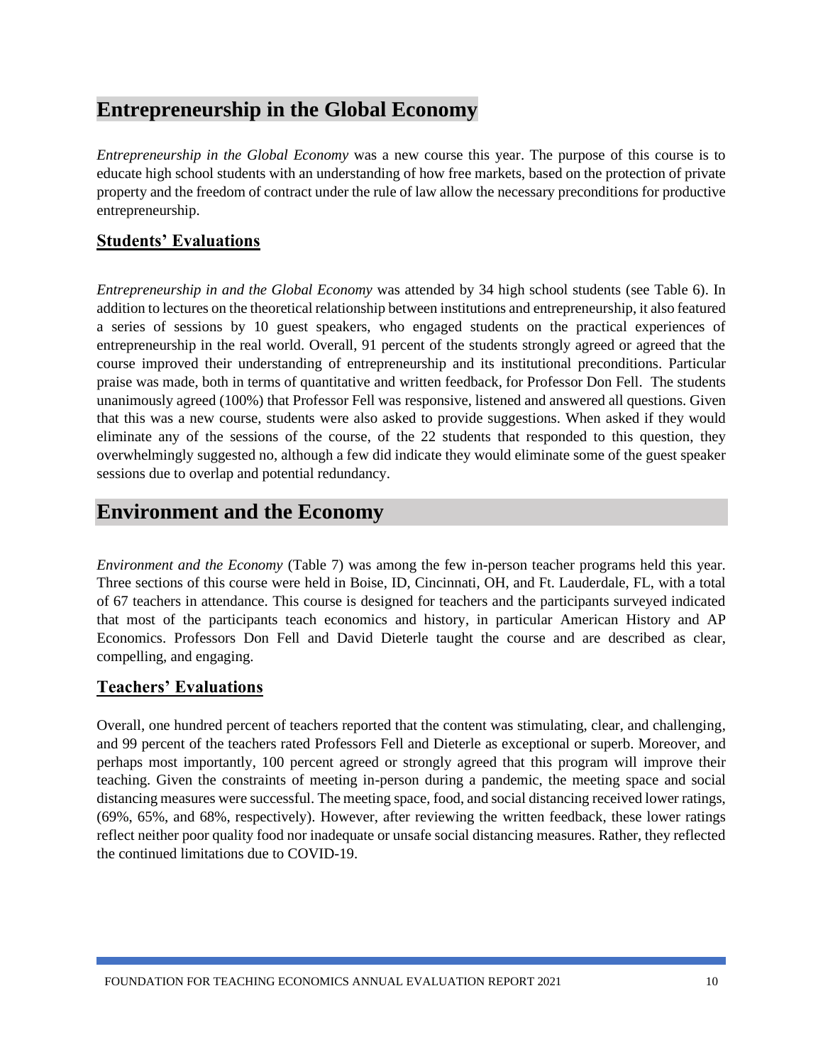# Entrepreneurship in the Global Economy

*Entrepreneurship in the Global Economy* was a new course this year. The purpose of this course is to educate high school students with an understanding of how free markets, based on the protection of private property and the freedom of contract under the rule of law allow the necessary preconditions for productive entrepreneurship.

## Students' Evaluations

*Entrepreneurship in and the Global Economy* was attended by 34 high school students (see Table 6). In addition to lectures on the theoretical relationship between institutions and entrepreneurship, it also featured a series of sessions by 10 guest speakers, who engaged students on the practical experiences of entrepreneurship in the real world. Overall, 91 percent of the students strongly agreed or agreed that the course improved their understanding of entrepreneurship and its institutional preconditions. Particular praise was made, both in terms of quantitative and written feedback, for Professor Don Fell. The students unanimously agreed (100%) that Professor Fell was responsive, listened and answered all questions. Given that this was a new course, students were also asked to provide suggestions. When asked if they would eliminate any of the sessions of the course, of the 22 students that responded to this question, they overwhelmingly suggested no, although a few did indicate they would eliminate some of the guest speaker sessions due to overlap and potential redundancy.

# Environment and the Economy

*Environment and the Economy* (Table 7) was among the few in-person teacher programs held this year. Three sections of this course were held in Boise, ID, Cincinnati, OH, and Ft. Lauderdale, FL, with a total of 67 teachers in attendance. This course is designed for teachers and the participants surveyed indicated that most of the participants teach economics and history, in particular American History and AP Economics. Professors Don Fell and David Dieterle taught the course and are described as clear, compelling, and engaging.

## Teachers' Evaluations

Overall, one hundred percent of teachers reported that the content was stimulating, clear, and challenging, and 99 percent of the teachers rated Professors Fell and Dieterle as exceptional or superb. Moreover, and perhaps most importantly, 100 percent agreed or strongly agreed that this program will improve their teaching. Given the constraints of meeting in-person during a pandemic, the meeting space and social distancing measures were successful. The meeting space, food, and social distancing received lower ratings, (69%, 65%, and 68%, respectively). However, after reviewing the written feedback, these lower ratings reflect neither poor quality food nor inadequate or unsafe social distancing measures. Rather, they reflected the continued limitations due to COVID-19.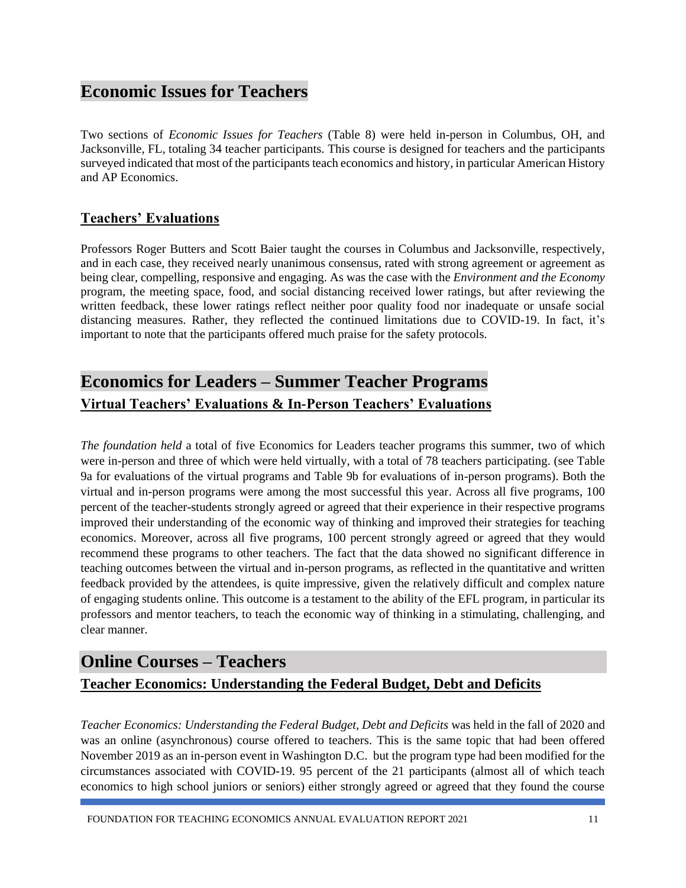## Economic Issues for Teachers

Two sections of *Economic Issues for Teachers* (Table 8) were held in-person in Columbus, OH, and Jacksonville, FL, totaling 34 teacher participants. This course is designed for teachers and the participants surveyed indicated that most of the participants teach economics and history, in particular American History and AP Economics.

### Teachers' Evaluations

Professors Roger Butters and Scott Baier taught the courses in Columbus and Jacksonville, respectively, and in each case, they received nearly unanimous consensus, rated with strong agreement or agreement as being clear, compelling, responsive and engaging. As was the case with the *Environment and the Economy* program, the meeting space, food, and social distancing received lower ratings, but after reviewing the written feedback, these lower ratings reflect neither poor quality food nor inadequate or unsafe social distancing measures. Rather, they reflected the continued limitations due to COVID-19. In fact, it's important to note that the participants offered much praise for the safety protocols.

## Economics for Leaders – Summer Teacher Programs

### Virtual Teachers' Evaluations & In-Person Teachers' Evaluations

*The foundation held* a total of five Economics for Leaders teacher programs this summer, two of which were in-person and three of which were held virtually, with a total of 78 teachers participating. (see Table 9a for evaluations of the virtual programs and Table 9b for evaluations of in-person programs). Both the virtual and in-person programs were among the most successful this year. Across all five programs, 100 percent of the teacher-students strongly agreed or agreed that their experience in their respective programs improved their understanding of the economic way of thinking and improved their strategies for teaching economics. Moreover, across all five programs, 100 percent strongly agreed or agreed that they would recommend these programs to other teachers. The fact that the data showed no significant difference in teaching outcomes between the virtual and in-person programs, as reflected in the quantitative and written feedback provided by the attendees, is quite impressive, given the relatively difficult and complex nature of engaging students online. This outcome is a testament to the ability of the EFL program, in particular its professors and mentor teachers, to teach the economic way of thinking in a stimulating, challenging, and clear manner.

## Online Courses – Teachers

### Teacher Economics: Understanding the Federal Budget, Debt and Deficits

*Teacher Economics: Understanding the Federal Budget, Debt and Deficits* was held in the fall of 2020 and was an online (asynchronous) course offered to teachers. This is the same topic that had been offered November 2019 as an in-person event in Washington D.C. but the program type had been modified for the circumstances associated with COVID-19. 95 percent of the 21 participants (almost all of which teach economics to high school juniors or seniors) either strongly agreed or agreed that they found the course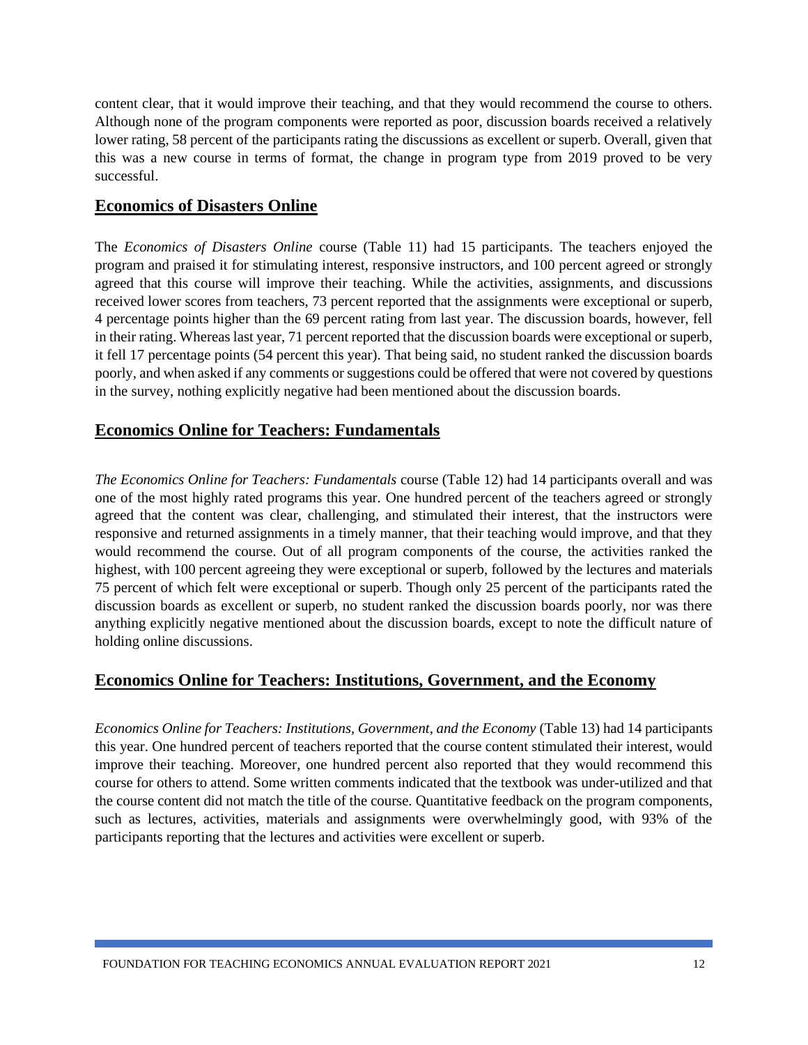content clear, that it would improve their teaching, and that they would recommend the course to others. Although none of the program components were reported as poor, discussion boards received a relatively lower rating, 58 percent of the participants rating the discussions as excellent or superb. Overall, given that this was a new course in terms of format, the change in program type from 2019 proved to be very successful.

## Economics of Disasters Online

The *Economics of Disasters Online* course (Table 11) had 15 participants. The teachers enjoyed the program and praised it for stimulating interest, responsive instructors, and 100 percent agreed or strongly agreed that this course will improve their teaching. While the activities, assignments, and discussions received lower scores from teachers, 73 percent reported that the assignments were exceptional or superb, 4 percentage points higher than the 69 percent rating from last year. The discussion boards, however, fell in their rating. Whereas last year, 71 percent reported that the discussion boards were exceptional or superb, it fell 17 percentage points (54 percent this year). That being said, no student ranked the discussion boards poorly, and when asked if any comments or suggestions could be offered that were not covered by questions in the survey, nothing explicitly negative had been mentioned about the discussion boards.

## Economics Online for Teachers: Fundamentals

*The Economics Online for Teachers: Fundamentals* course (Table 12) had 14 participants overall and was one of the most highly rated programs this year. One hundred percent of the teachers agreed or strongly agreed that the content was clear, challenging, and stimulated their interest, that the instructors were responsive and returned assignments in a timely manner, that their teaching would improve, and that they would recommend the course. Out of all program components of the course, the activities ranked the highest, with 100 percent agreeing they were exceptional or superb, followed by the lectures and materials 75 percent of which felt were exceptional or superb. Though only 25 percent of the participants rated the discussion boards as excellent or superb, no student ranked the discussion boards poorly, nor was there anything explicitly negative mentioned about the discussion boards, except to note the difficult nature of holding online discussions.

## Economics Online for Teachers: Institutions, Government, and the Economy

*Economics Online for Teachers: Institutions, Government, and the Economy* (Table 13) had 14 participants this year. One hundred percent of teachers reported that the course content stimulated their interest, would improve their teaching. Moreover, one hundred percent also reported that they would recommend this course for others to attend. Some written comments indicated that the textbook was under-utilized and that the course content did not match the title of the course. Quantitative feedback on the program components, such as lectures, activities, materials and assignments were overwhelmingly good, with 93% of the participants reporting that the lectures and activities were excellent or superb.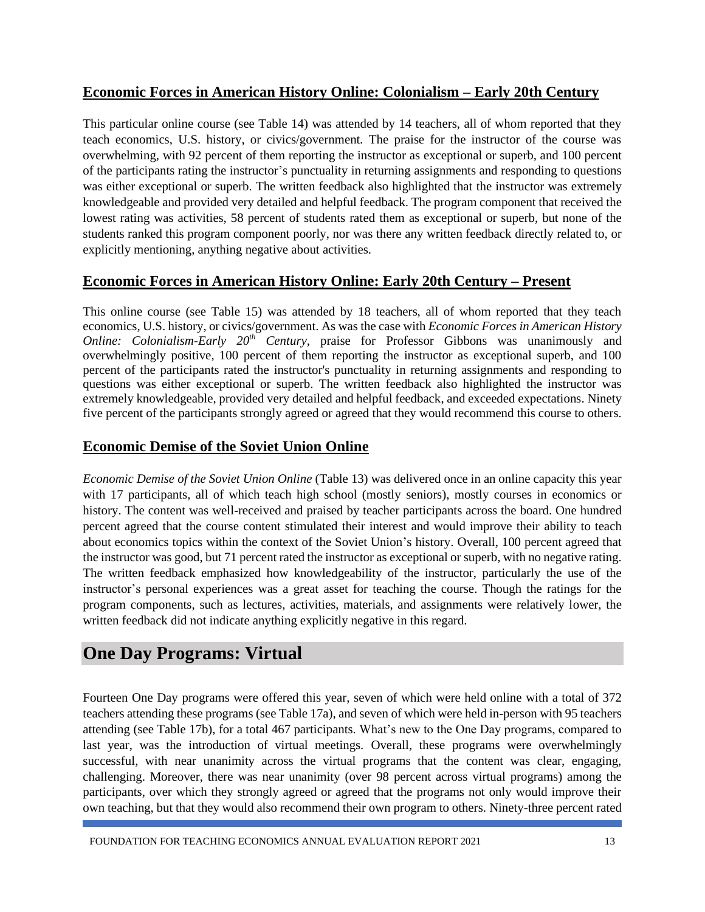## Economic Forces in American History Online: Colonialism – Early 20th Century

This particular online course (see Table 14) was attended by 14 teachers, all of whom reported that they teach economics, U.S. history, or civics/government. The praise for the instructor of the course was overwhelming, with 92 percent of them reporting the instructor as exceptional or superb, and 100 percent of the participants rating the instructor's punctuality in returning assignments and responding to questions was either exceptional or superb. The written feedback also highlighted that the instructor was extremely knowledgeable and provided very detailed and helpful feedback. The program component that received the lowest rating was activities, 58 percent of students rated them as exceptional or superb, but none of the students ranked this program component poorly, nor was there any written feedback directly related to, or explicitly mentioning, anything negative about activities.

## Economic Forces in American History Online: Early 20th Century – Present

This online course (see Table 15) was attended by 18 teachers, all of whom reported that they teach economics, U.S. history, or civics/government. As was the case with *Economic Forces in American History Online: Colonialism-Early 20th Century*, praise for Professor Gibbons was unanimously and overwhelmingly positive, 100 percent of them reporting the instructor as exceptional superb, and 100 percent of the participants rated the instructor's punctuality in returning assignments and responding to questions was either exceptional or superb. The written feedback also highlighted the instructor was extremely knowledgeable, provided very detailed and helpful feedback, and exceeded expectations. Ninety five percent of the participants strongly agreed or agreed that they would recommend this course to others.

## Economic Demise of the Soviet Union Online

*Economic Demise of the Soviet Union Online* (Table 13) was delivered once in an online capacity this year with 17 participants, all of which teach high school (mostly seniors), mostly courses in economics or history. The content was well-received and praised by teacher participants across the board. One hundred percent agreed that the course content stimulated their interest and would improve their ability to teach about economics topics within the context of the Soviet Union's history. Overall, 100 percent agreed that the instructor was good, but 71 percent rated the instructor as exceptional or superb, with no negative rating. The written feedback emphasized how knowledgeability of the instructor, particularly the use of the instructor's personal experiences was a great asset for teaching the course. Though the ratings for the program components, such as lectures, activities, materials, and assignments were relatively lower, the written feedback did not indicate anything explicitly negative in this regard.

# One Day Programs: Virtual

Fourteen One Day programs were offered this year, seven of which were held online with a total of 372 teachers attending these programs (see Table 17a), and seven of which were held in-person with 95 teachers attending (see Table 17b), for a total 467 participants. What's new to the One Day programs, compared to last year, was the introduction of virtual meetings. Overall, these programs were overwhelmingly successful, with near unanimity across the virtual programs that the content was clear, engaging, challenging. Moreover, there was near unanimity (over 98 percent across virtual programs) among the participants, over which they strongly agreed or agreed that the programs not only would improve their own teaching, but that they would also recommend their own program to others. Ninety-three percent rated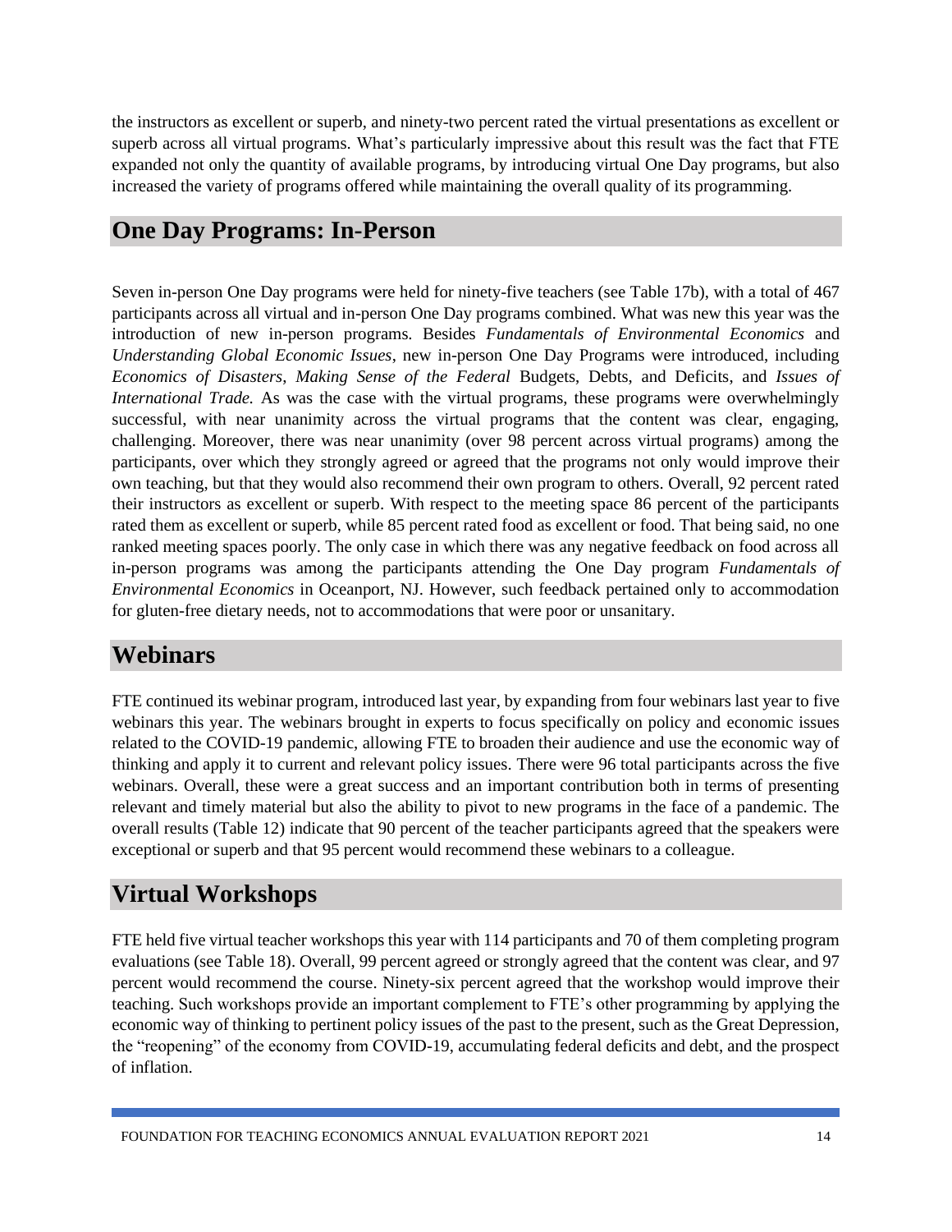the instructors as excellent or superb, and ninety-two percent rated the virtual presentations as excellent or superb across all virtual programs. What's particularly impressive about this result was the fact that FTE expanded not only the quantity of available programs, by introducing virtual One Day programs, but also increased the variety of programs offered while maintaining the overall quality of its programming.

## One Day Programs: In-Person

Seven in-person One Day programs were held for ninety-five teachers (see Table 17b), with a total of 467 participants across all virtual and in-person One Day programs combined. What was new this year was the introduction of new in-person programs. Besides *Fundamentals of Environmental Economics* and *Understanding Global Economic Issues*, new in-person One Day Programs were introduced, including *Economics of Disasters*, *Making Sense of the Federal* Budgets, Debts, and Deficits, and *Issues of International Trade.* As was the case with the virtual programs, these programs were overwhelmingly successful, with near unanimity across the virtual programs that the content was clear, engaging, challenging. Moreover, there was near unanimity (over 98 percent across virtual programs) among the participants, over which they strongly agreed or agreed that the programs not only would improve their own teaching, but that they would also recommend their own program to others. Overall, 92 percent rated their instructors as excellent or superb. With respect to the meeting space 86 percent of the participants rated them as excellent or superb, while 85 percent rated food as excellent or food. That being said, no one ranked meeting spaces poorly. The only case in which there was any negative feedback on food across all in-person programs was among the participants attending the One Day program *Fundamentals of Environmental Economics* in Oceanport, NJ. However, such feedback pertained only to accommodation for gluten-free dietary needs, not to accommodations that were poor or unsanitary.

## Webinars

FTE continued its webinar program, introduced last year, by expanding from four webinars last year to five webinars this year. The webinars brought in experts to focus specifically on policy and economic issues related to the COVID-19 pandemic, allowing FTE to broaden their audience and use the economic way of thinking and apply it to current and relevant policy issues. There were 96 total participants across the five webinars. Overall, these were a great success and an important contribution both in terms of presenting relevant and timely material but also the ability to pivot to new programs in the face of a pandemic. The overall results (Table 12) indicate that 90 percent of the teacher participants agreed that the speakers were exceptional or superb and that 95 percent would recommend these webinars to a colleague.

## Virtual Workshops

FTE held five virtual teacher workshops this year with 114 participants and 70 of them completing program evaluations (see Table 18). Overall, 99 percent agreed or strongly agreed that the content was clear, and 97 percent would recommend the course. Ninety-six percent agreed that the workshop would improve their teaching. Such workshops provide an important complement to FTE's other programming by applying the economic way of thinking to pertinent policy issues of the past to the present, such as the Great Depression, the "reopening" of the economy from COVID-19, accumulating federal deficits and debt, and the prospect of inflation.